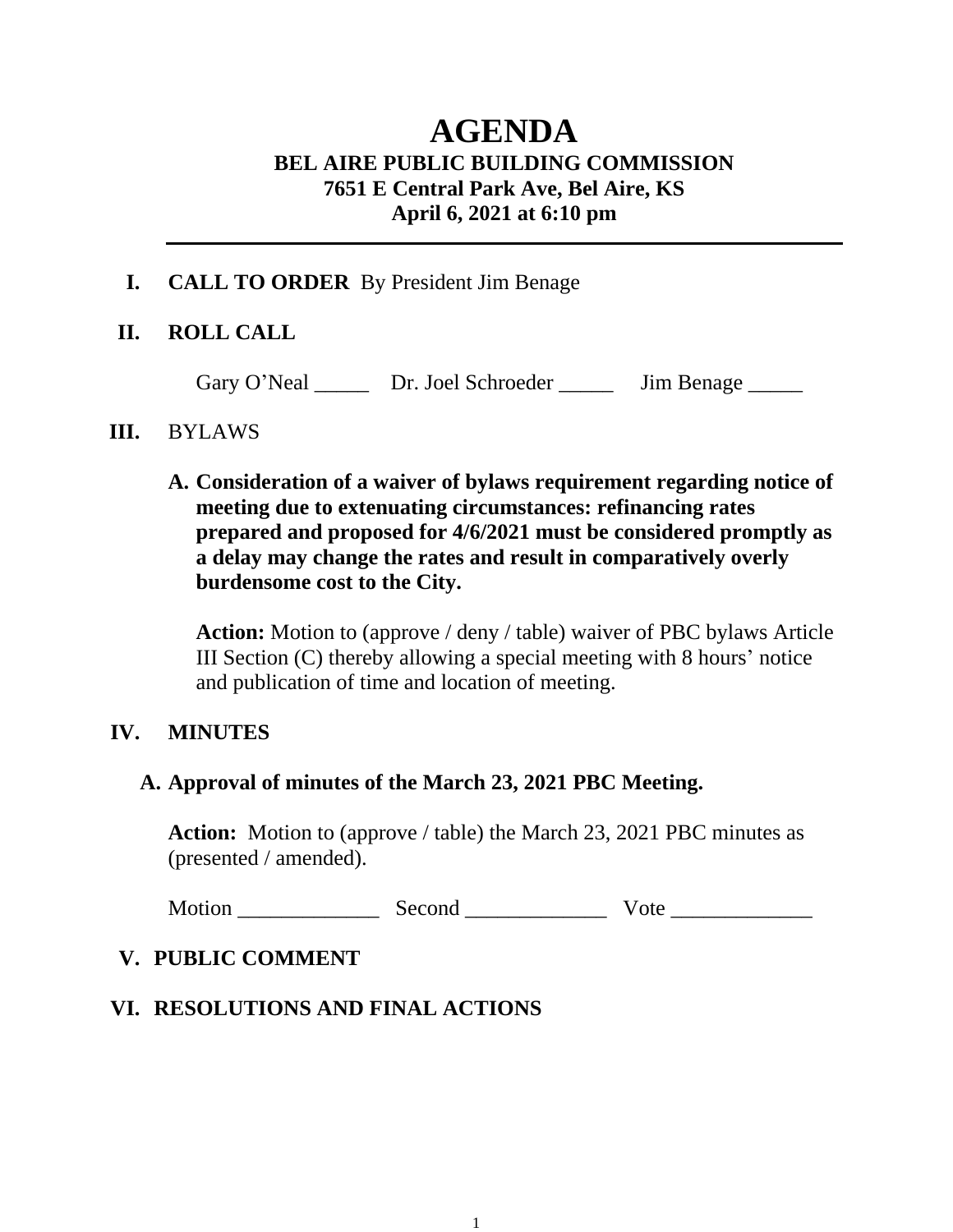# AGENDA

## BEL AIRE PUBLIC BUILDING COMMISSION

**7651 E Central Park Ave, Bel Aire, KS**

**April 6, 2021 at 6:10 pm**

---

**I. CALL TO ORDER** By President Jim Benage

**II. ROLL CALL**

Gary O'Neal _____ Dr. Joel Schroeder _____ Jim Benage _____

**III.** BYLAWS

**A. Consideration of a waiver of bylaws requirement regarding notice of meeting due to extenuating circumstances: refinancing rates prepared and proposed for 4/6/2021 must be considered promptly as a delay may change the rates and result in comparatively overly burdensome cost to the City.**

**Action:** Motion to (approve / deny / table) waiver of PBC bylaws Article III Section (C) thereby allowing a special meeting with 8 hours' notice and publication of time and location of meeting.

**IV. MINUTES**

**A. Approval of minutes of the March 23, 2021 PBC Meeting.**

**Action:** Motion to (approve / table) the March 23, 2021 PBC minutes as (presented / amended).

Motion _____________ Second _____________ Vote _____________

**V. PUBLIC COMMENT**

**VI. RESOLUTIONS AND FINAL ACTIONS**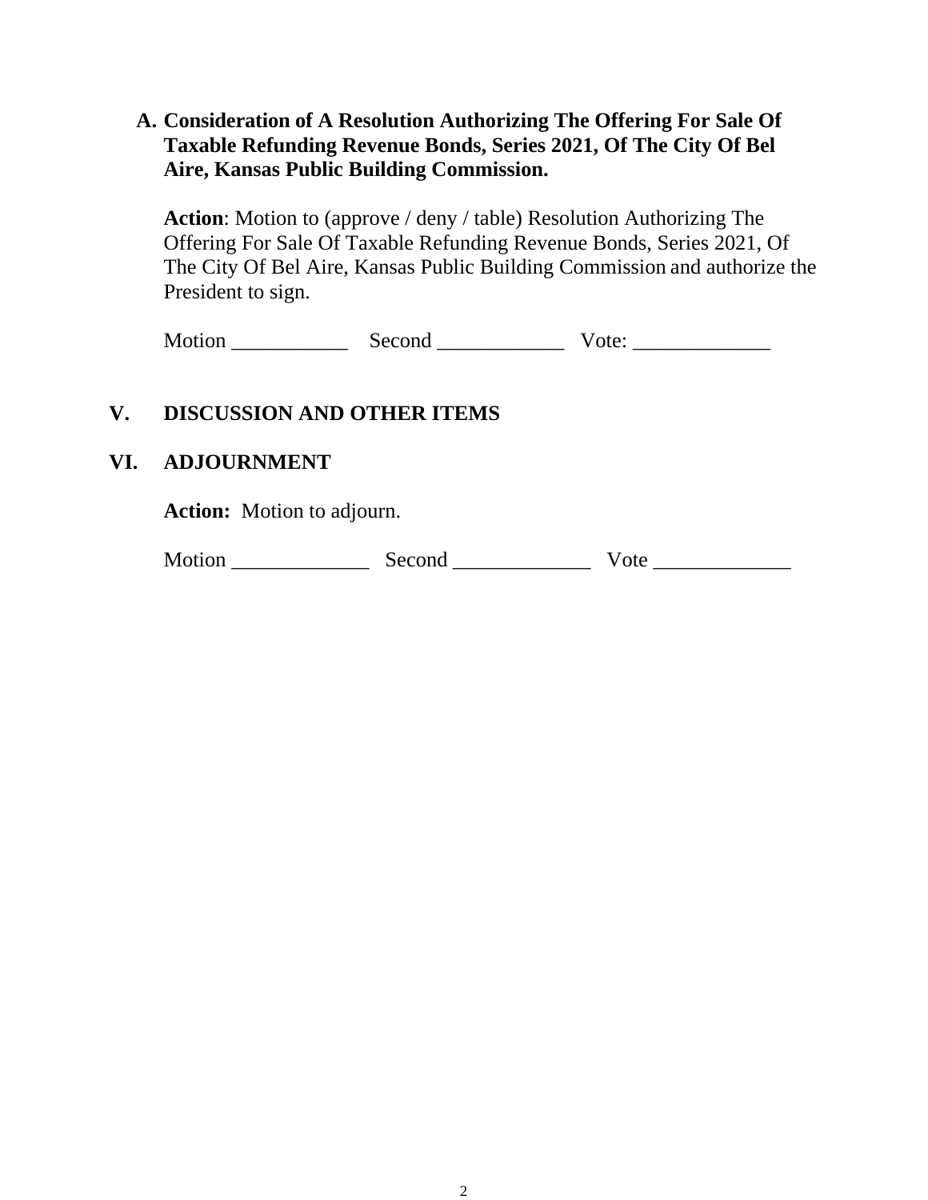**A. Consideration of A Resolution Authorizing The Offering For Sale Of Taxable Refunding Revenue Bonds, Series 2021, Of The City Of Bel Aire, Kansas Public Building Commission.**

**Action**: Motion to (approve / deny / table) Resolution Authorizing The Offering For Sale Of Taxable Refunding Revenue Bonds, Series 2021, Of The City Of Bel Aire, Kansas Public Building Commission and authorize the President to sign.

Motion ___________ Second ____________ Vote: _____________

## V. DISCUSSION AND OTHER ITEMS

## VI. ADJOURNMENT

**Action:** Motion to adjourn.

Motion _____________ Second _____________ Vote _____________